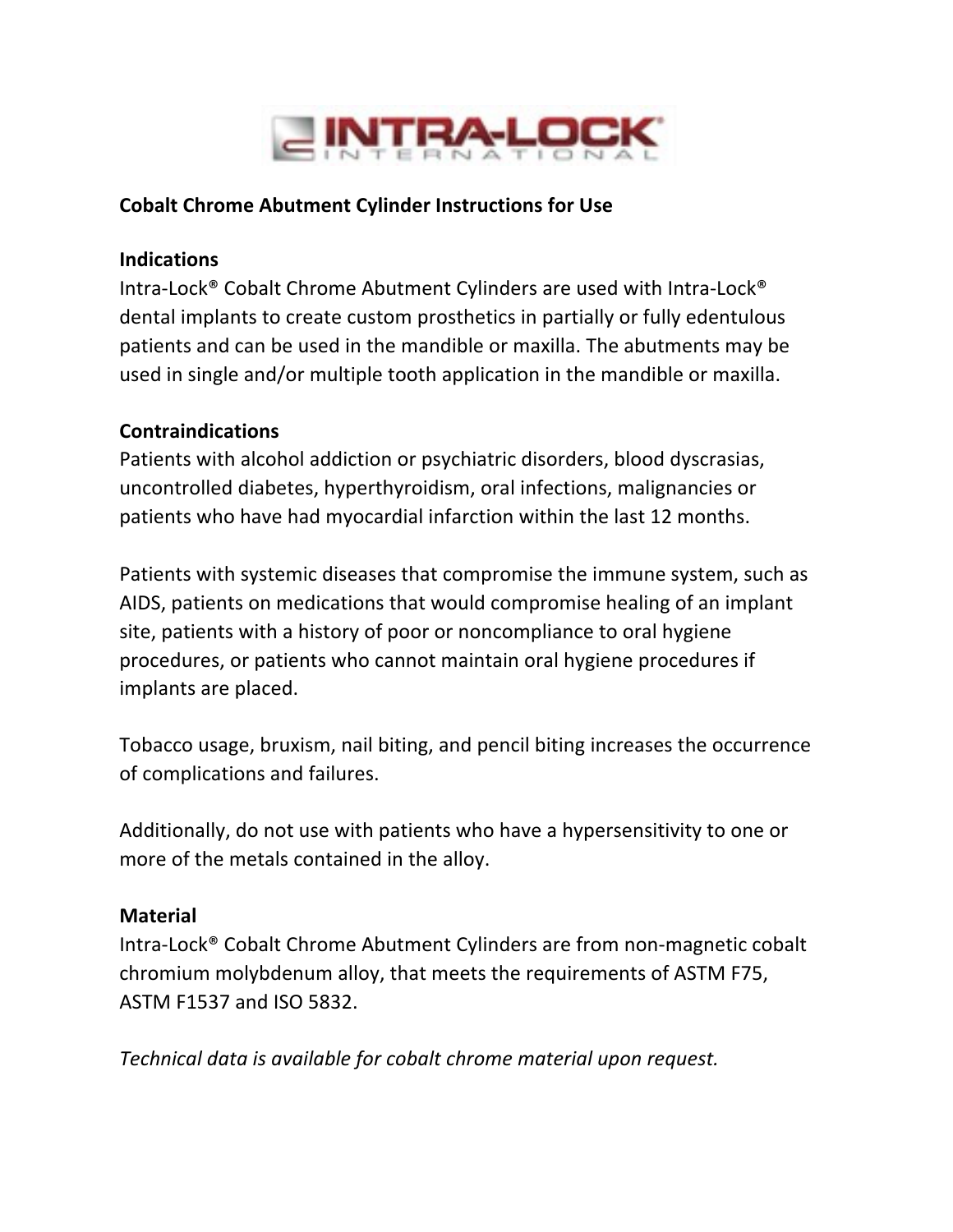# Cobalt Chrome Abutment Cylinder Instructions for Use

## Indications

Intra-Lock® Cobalt Chrome Abutment Cylinders are used with Intra-Lock® dental implants to create custom prosthetics in partially or fully edentulous patients and can be used in the mandible or maxilla. The abutments may be used in single and/or multiple tooth application in the mandible or maxilla.

## Contraindications

Patients with alcohol addiction or psychiatric disorders, blood dyscrasias, uncontrolled diabetes, hyperthyroidism, oral infections, malignancies or patients who have had myocardial infarction within the last 12 months.

Patients with systemic diseases that compromise the immune system, such as AIDS, patients on medications that would compromise healing of an implant site, patients with a history of poor or noncompliance to oral hygiene procedures, or patients who cannot maintain oral hygiene procedures if implants are placed.

Tobacco usage, bruxism, nail biting, and pencil biting increases the occurrence of complications and failures.

Additionally, do not use with patients who have a hypersensitivity to one or more of the metals contained in the alloy.

## Material

Intra-Lock® Cobalt Chrome Abutment Cylinders are from non-magnetic cobalt chromium molybdenum alloy, that meets the requirements of ASTM F75, ASTM F1537 and ISO 5832.

*Technical data is available for cobalt chrome material upon request.*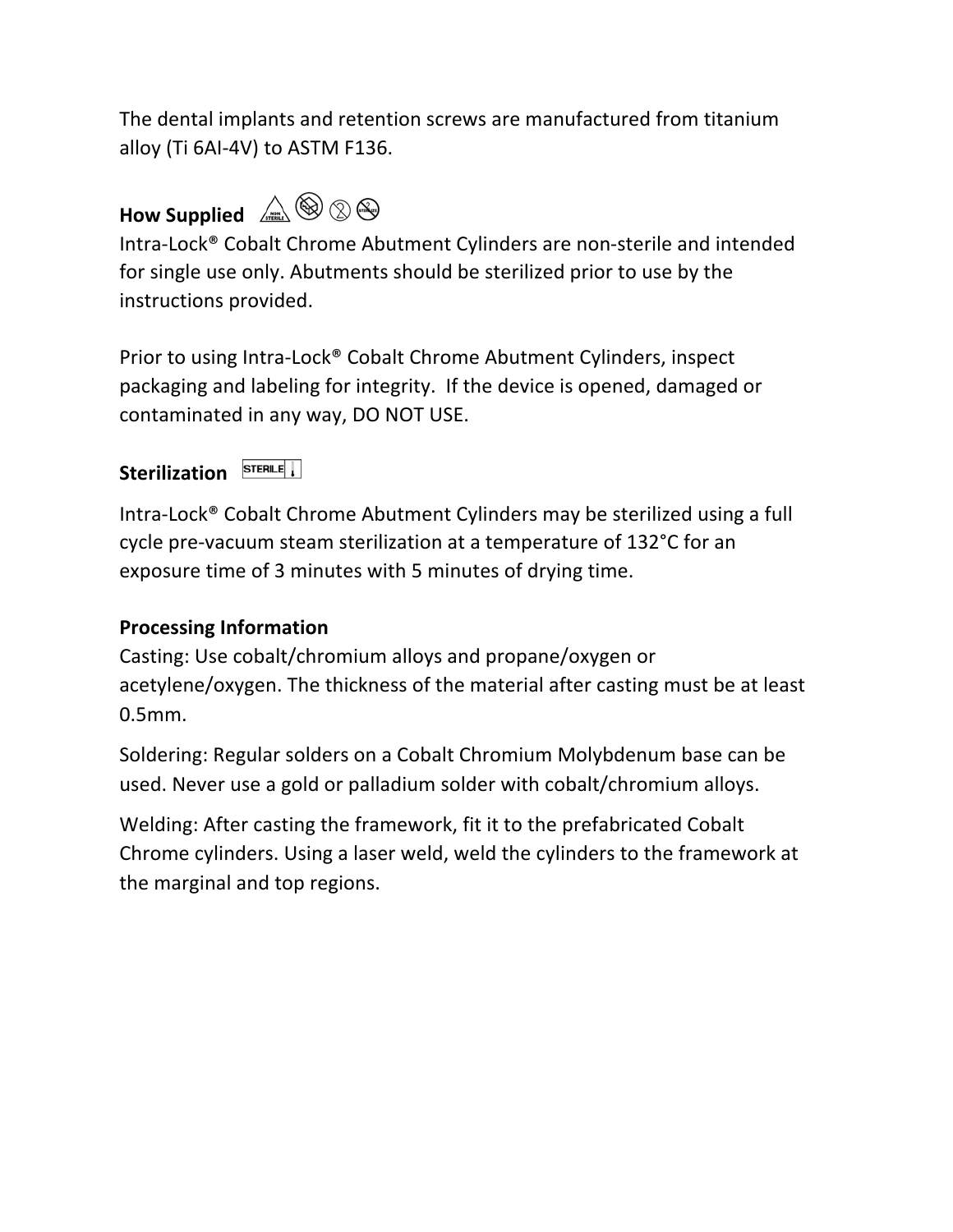The dental implants and retention screws are manufactured from titanium alloy (Ti 6Al-4V) to ASTM F136.

**How Supplied**

Intra-Lock® Cobalt Chrome Abutment Cylinders are non-sterile and intended for single use only. Abutments should be sterilized prior to use by the instructions provided.

Prior to using Intra-Lock® Cobalt Chrome Abutment Cylinders, inspect packaging and labeling for integrity. If the device is opened, damaged or contaminated in any way, DO NOT USE.

**Sterilization**

Intra-Lock® Cobalt Chrome Abutment Cylinders may be sterilized using a full cycle pre-vacuum steam sterilization at a temperature of 132°C for an exposure time of 3 minutes with 5 minutes of drying time.

**Processing Information**

Casting: Use cobalt/chromium alloys and propane/oxygen or acetylene/oxygen. The thickness of the material after casting must be at least 0.5mm.

Soldering: Regular solders on a Cobalt Chromium Molybdenum base can be used. Never use a gold or palladium solder with cobalt/chromium alloys.

Welding: After casting the framework, fit it to the prefabricated Cobalt Chrome cylinders. Using a laser weld, weld the cylinders to the framework at the marginal and top regions.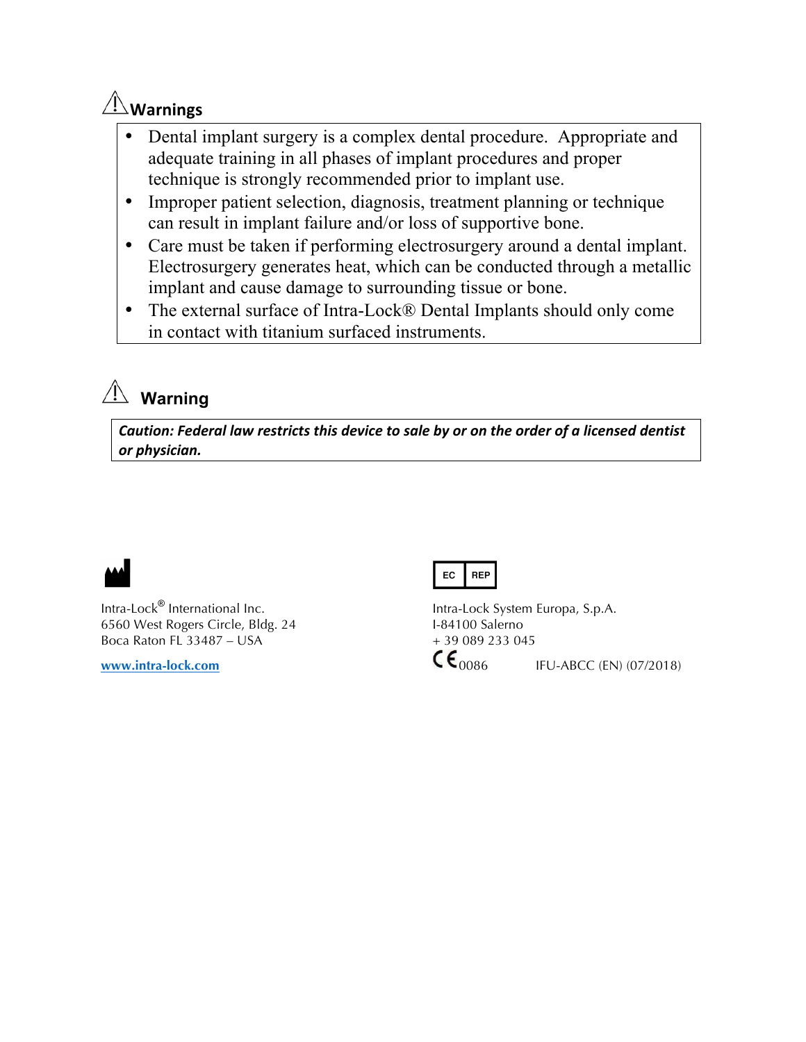## ⚠ Warnings

- Dental implant surgery is a complex dental procedure. Appropriate and adequate training in all phases of implant procedures and proper technique is strongly recommended prior to implant use.
- Improper patient selection, diagnosis, treatment planning or technique can result in implant failure and/or loss of supportive bone.
- Care must be taken if performing electrosurgery around a dental implant. Electrosurgery generates heat, which can be conducted through a metallic implant and cause damage to surrounding tissue or bone.
- The external surface of Intra-Lock® Dental Implants should only come in contact with titanium surfaced instruments.

## ⚠ Warning

***Caution: Federal law restricts this device to sale by or on the order of a licensed dentist or physician.***

Intra-Lock® International Inc.
6560 West Rogers Circle, Bldg. 24
Boca Raton FL 33487 – USA

www.intra-lock.com

EC REP

Intra-Lock System Europa, S.p.A.
I-84100 Salerno
+ 39 089 233 045

CE 0086 IFU-ABCC (EN) (07/2018)